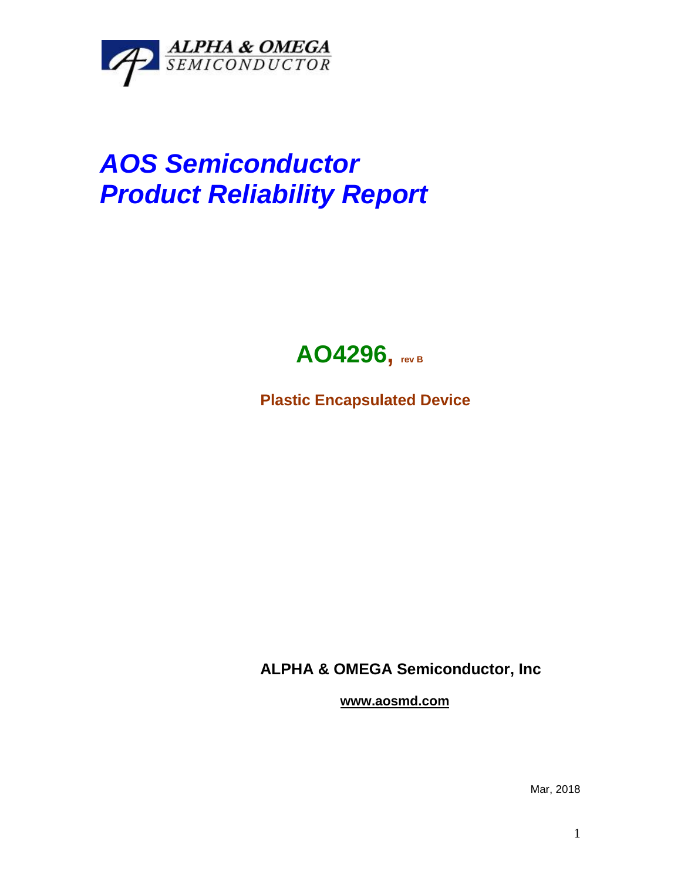ALPHA & OMEGA
SEMICONDUCTOR

# *AOS Semiconductor*
# *Product Reliability Report*

## **AO4296, rev B**

**Plastic Encapsulated Device**

**ALPHA & OMEGA Semiconductor, Inc**

**www.aosmd.com**

Mar, 2018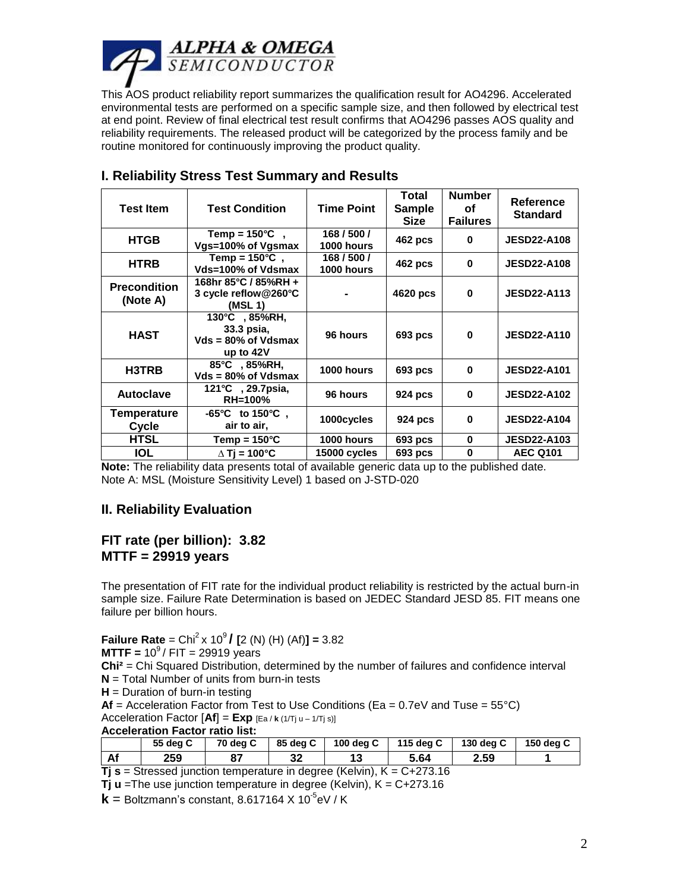ALPHA & OMEGA SEMICONDUCTOR

This AOS product reliability report summarizes the qualification result for AO4296. Accelerated environmental tests are performed on a specific sample size, and then followed by electrical test at end point. Review of final electrical test result confirms that AO4296 passes AOS quality and reliability requirements. The released product will be categorized by the process family and be routine monitored for continuously improving the product quality.

## I. Reliability Stress Test Summary and Results

| Test Item | Test Condition | Time Point | Total Sample Size | Number of Failures | Reference Standard |
|---|---|---|---|---|---|
| HTGB | Temp = 150°C , Vgs=100% of Vgsmax | 168 / 500 / 1000 hours | 462 pcs | 0 | JESD22-A108 |
| HTRB | Temp = 150°C , Vds=100% of Vdsmax | 168 / 500 / 1000 hours | 462 pcs | 0 | JESD22-A108 |
| Precondition (Note A) | 168hr 85°C / 85%RH + 3 cycle reflow@260°C (MSL 1) | - | 4620 pcs | 0 | JESD22-A113 |
| HAST | 130°C , 85%RH, 33.3 psia, Vds = 80% of Vdsmax up to 42V | 96 hours | 693 pcs | 0 | JESD22-A110 |
| H3TRB | 85°C , 85%RH, Vds = 80% of Vdsmax | 1000 hours | 693 pcs | 0 | JESD22-A101 |
| Autoclave | 121°C , 29.7psia, RH=100% | 96 hours | 924 pcs | 0 | JESD22-A102 |
| Temperature Cycle | -65°C to 150°C , air to air, | 1000cycles | 924 pcs | 0 | JESD22-A104 |
| HTSL | Temp = 150°C | 1000 hours | 693 pcs | 0 | JESD22-A103 |
| IOL | $\Delta$ Tj = 100°C | 15000 cycles | 693 pcs | 0 | AEC Q101 |

**Note:** The reliability data presents total of available generic data up to the published date.
Note A: MSL (Moisture Sensitivity Level) 1 based on J-STD-020

## II. Reliability Evaluation

### FIT rate (per billion): 3.82
### MTTF = 29919 years

The presentation of FIT rate for the individual product reliability is restricted by the actual burn-in sample size. Failure Rate Determination is based on JEDEC Standard JESD 85. FIT means one failure per billion hours.

**Failure Rate** = $Chi^2 \times 10^9$ **/ [**2 (N) (H) (Af)**] =** 3.82

**MTTF =** $10^9$ / FIT = 29919 years

**Chi²** = Chi Squared Distribution, determined by the number of failures and confidence interval

**N** = Total Number of units from burn-in tests

**H** = Duration of burn-in testing

**Af** = Acceleration Factor from Test to Use Conditions (Ea = 0.7eV and Tuse = 55°C)

Acceleration Factor [**Af**] = **Exp** [Ea / **k** (1/Tj u – 1/Tj s)]

**Acceleration Factor ratio list:**

| | 55 deg C | 70 deg C | 85 deg C | 100 deg C | 115 deg C | 130 deg C | 150 deg C |
|---|---|---|---|---|---|---|---|
| Af | 259 | 87 | 32 | 13 | 5.64 | 2.59 | 1 |

**Tj s** = Stressed junction temperature in degree (Kelvin), K = C+273.16

**Tj u** =The use junction temperature in degree (Kelvin), K = C+273.16

**k** = Boltzmann's constant, 8.617164 X $10^{-5}$eV / K